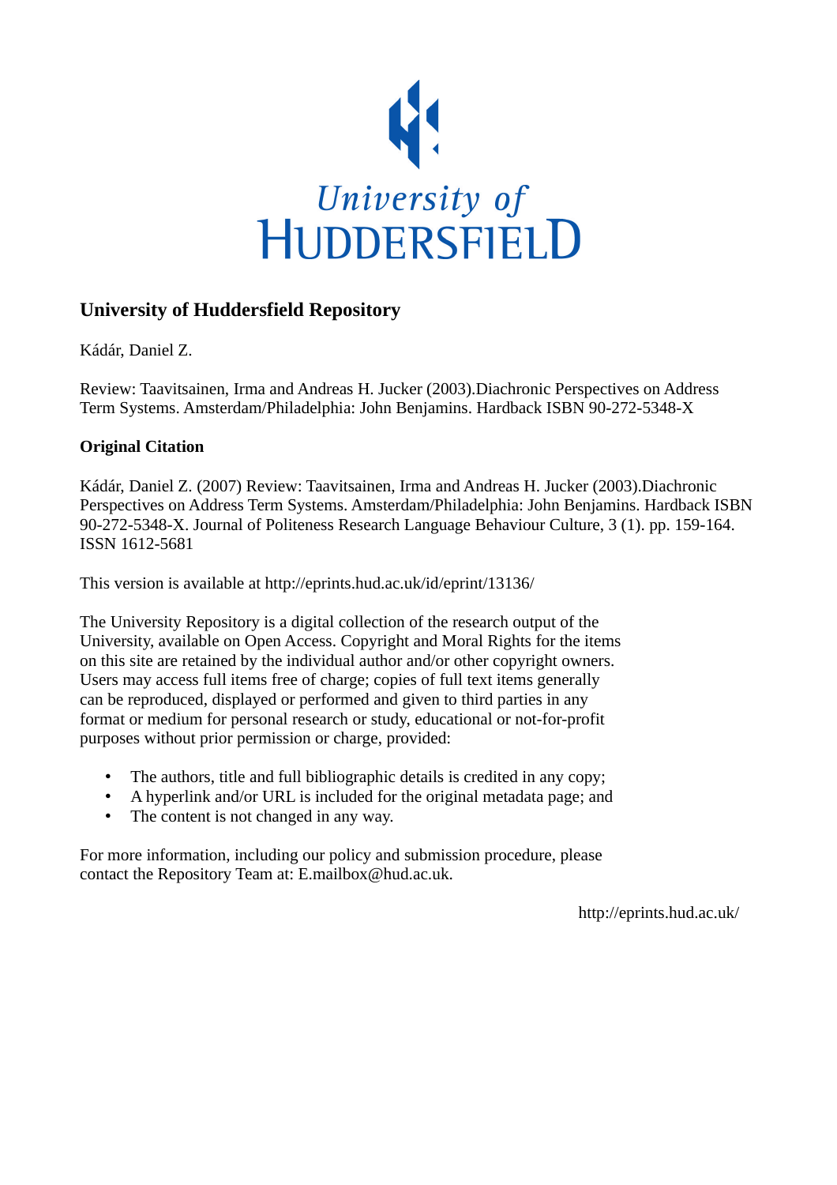University of
HUDDERSFIELD

## University of Huddersfield Repository

Kádár, Daniel Z.

Review: Taavitsainen, Irma and Andreas H. Jucker (2003).Diachronic Perspectives on Address Term Systems. Amsterdam/Philadelphia: John Benjamins. Hardback ISBN 90-272-5348-X

### Original Citation

Kádár, Daniel Z. (2007) Review: Taavitsainen, Irma and Andreas H. Jucker (2003).Diachronic Perspectives on Address Term Systems. Amsterdam/Philadelphia: John Benjamins. Hardback ISBN 90-272-5348-X. Journal of Politeness Research Language Behaviour Culture, 3 (1). pp. 159-164. ISSN 1612-5681

This version is available at http://eprints.hud.ac.uk/id/eprint/13136/

The University Repository is a digital collection of the research output of the University, available on Open Access. Copyright and Moral Rights for the items on this site are retained by the individual author and/or other copyright owners. Users may access full items free of charge; copies of full text items generally can be reproduced, displayed or performed and given to third parties in any format or medium for personal research or study, educational or not-for-profit purposes without prior permission or charge, provided:

- The authors, title and full bibliographic details is credited in any copy;
- A hyperlink and/or URL is included for the original metadata page; and
- The content is not changed in any way.

For more information, including our policy and submission procedure, please contact the Repository Team at: E.mailbox@hud.ac.uk.

http://eprints.hud.ac.uk/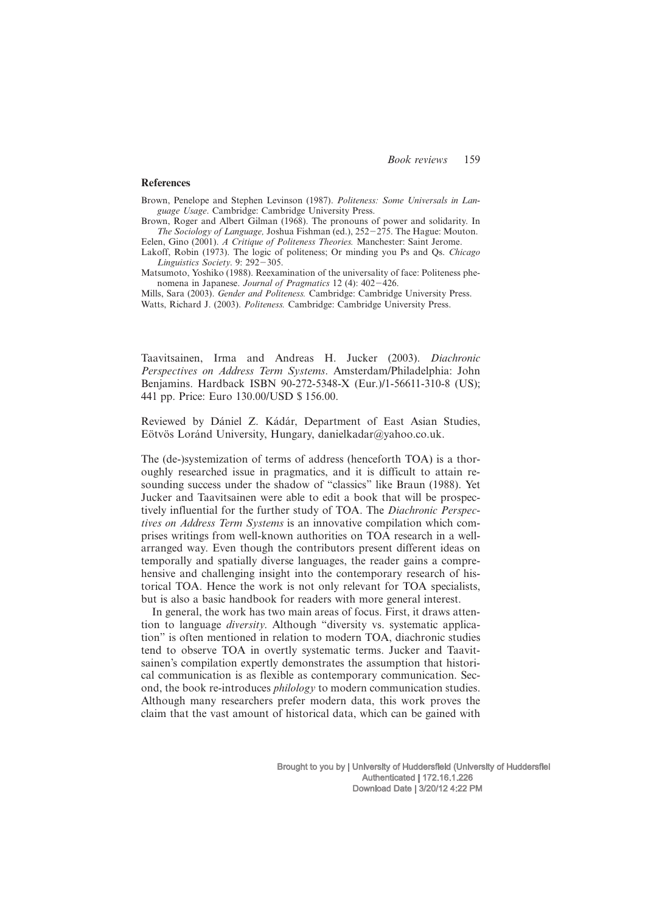## References

Brown, Penelope and Stephen Levinson (1987). *Politeness: Some Universals in Language Usage*. Cambridge: Cambridge University Press.

Brown, Roger and Albert Gilman (1968). The pronouns of power and solidarity. In *The Sociology of Language,* Joshua Fishman (ed.), 252–275. The Hague: Mouton.

Eelen, Gino (2001). *A Critique of Politeness Theories.* Manchester: Saint Jerome.

Lakoff, Robin (1973). The logic of politeness; Or minding you Ps and Qs. *Chicago Linguistics Society*. 9: 292–305.

Matsumoto, Yoshiko (1988). Reexamination of the universality of face: Politeness phenomena in Japanese. *Journal of Pragmatics* 12 (4): 402–426.

Mills, Sara (2003). *Gender and Politeness.* Cambridge: Cambridge University Press.

Watts, Richard J. (2003). *Politeness.* Cambridge: Cambridge University Press.

Taavitsainen, Irma and Andreas H. Jucker (2003). *Diachronic Perspectives on Address Term Systems*. Amsterdam/Philadelphia: John Benjamins. Hardback ISBN 90-272-5348-X (Eur.)/1-56611-310-8 (US); 441 pp. Price: Euro 130.00/USD $ 156.00.

Reviewed by Dániel Z. Kádár, Department of East Asian Studies, Eötvös Loránd University, Hungary, danielkadar@yahoo.co.uk.

The (de-)systemization of terms of address (henceforth TOA) is a thoroughly researched issue in pragmatics, and it is difficult to attain resounding success under the shadow of "classics" like Braun (1988). Yet Jucker and Taavitsainen were able to edit a book that will be prospectively influential for the further study of TOA. The *Diachronic Perspectives on Address Term Systems* is an innovative compilation which comprises writings from well-known authorities on TOA research in a well-arranged way. Even though the contributors present different ideas on temporally and spatially diverse languages, the reader gains a comprehensive and challenging insight into the contemporary research of historical TOA. Hence the work is not only relevant for TOA specialists, but is also a basic handbook for readers with more general interest.

In general, the work has two main areas of focus. First, it draws attention to language *diversity*. Although "diversity vs. systematic application" is often mentioned in relation to modern TOA, diachronic studies tend to observe TOA in overtly systematic terms. Jucker and Taavitsainen's compilation expertly demonstrates the assumption that historical communication is as flexible as contemporary communication. Second, the book re-introduces *philology* to modern communication studies. Although many researchers prefer modern data, this work proves the claim that the vast amount of historical data, which can be gained with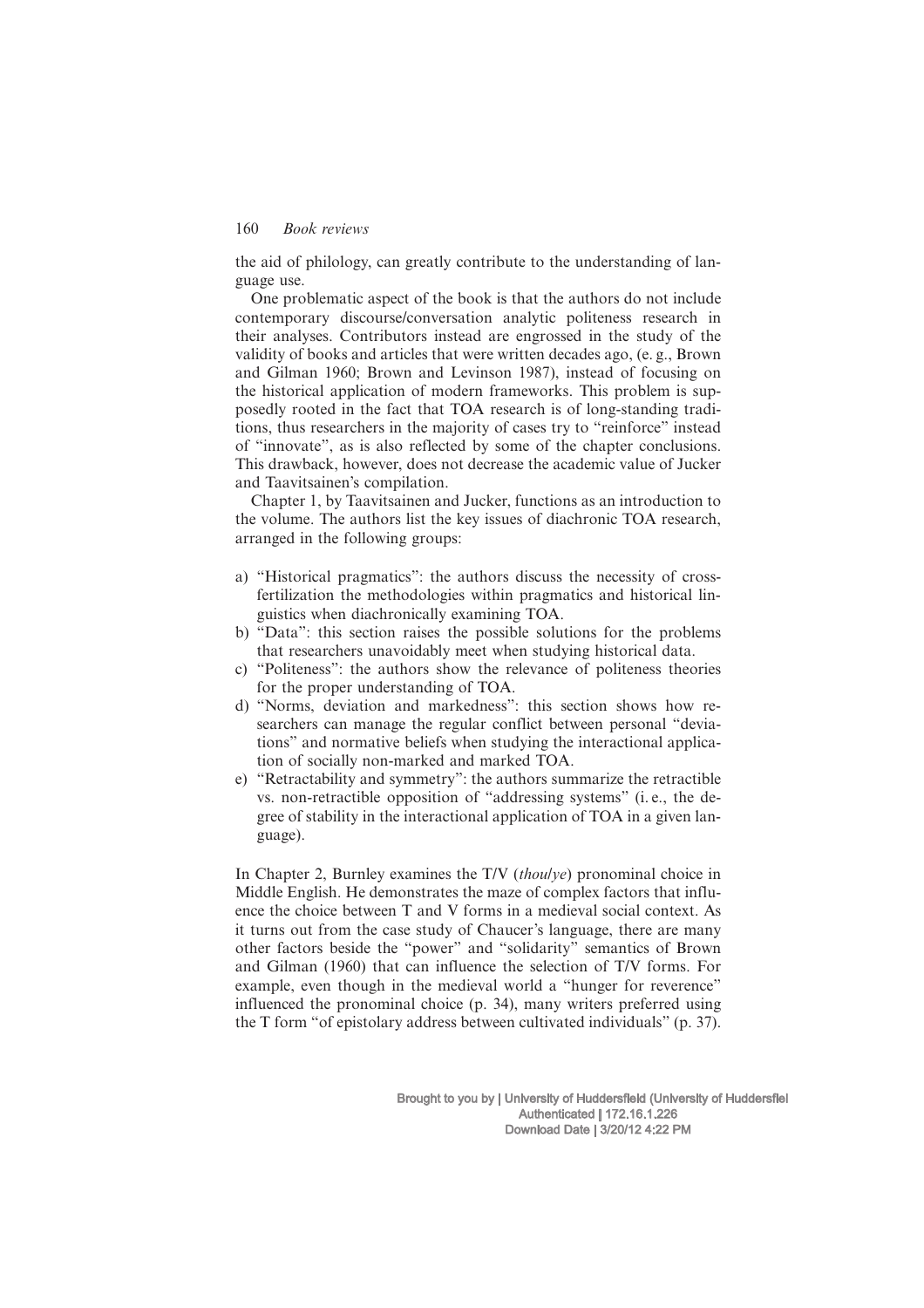the aid of philology, can greatly contribute to the understanding of language use.

One problematic aspect of the book is that the authors do not include contemporary discourse/conversation analytic politeness research in their analyses. Contributors instead are engrossed in the study of the validity of books and articles that were written decades ago, (e. g., Brown and Gilman 1960; Brown and Levinson 1987), instead of focusing on the historical application of modern frameworks. This problem is supposedly rooted in the fact that TOA research is of long-standing traditions, thus researchers in the majority of cases try to "reinforce" instead of "innovate", as is also reflected by some of the chapter conclusions. This drawback, however, does not decrease the academic value of Jucker and Taavitsainen's compilation.

Chapter 1, by Taavitsainen and Jucker, functions as an introduction to the volume. The authors list the key issues of diachronic TOA research, arranged in the following groups:

a) "Historical pragmatics": the authors discuss the necessity of cross-fertilization the methodologies within pragmatics and historical linguistics when diachronically examining TOA.
b) "Data": this section raises the possible solutions for the problems that researchers unavoidably meet when studying historical data.
c) "Politeness": the authors show the relevance of politeness theories for the proper understanding of TOA.
d) "Norms, deviation and markedness": this section shows how researchers can manage the regular conflict between personal "deviations" and normative beliefs when studying the interactional application of socially non-marked and marked TOA.
e) "Retractability and symmetry": the authors summarize the retractible vs. non-retractible opposition of "addressing systems" (i. e., the degree of stability in the interactional application of TOA in a given language).

In Chapter 2, Burnley examines the T/V (*thou*/*ye*) pronominal choice in Middle English. He demonstrates the maze of complex factors that influence the choice between T and V forms in a medieval social context. As it turns out from the case study of Chaucer's language, there are many other factors beside the "power" and "solidarity" semantics of Brown and Gilman (1960) that can influence the selection of T/V forms. For example, even though in the medieval world a "hunger for reverence" influenced the pronominal choice (p. 34), many writers preferred using the T form "of epistolary address between cultivated individuals" (p. 37).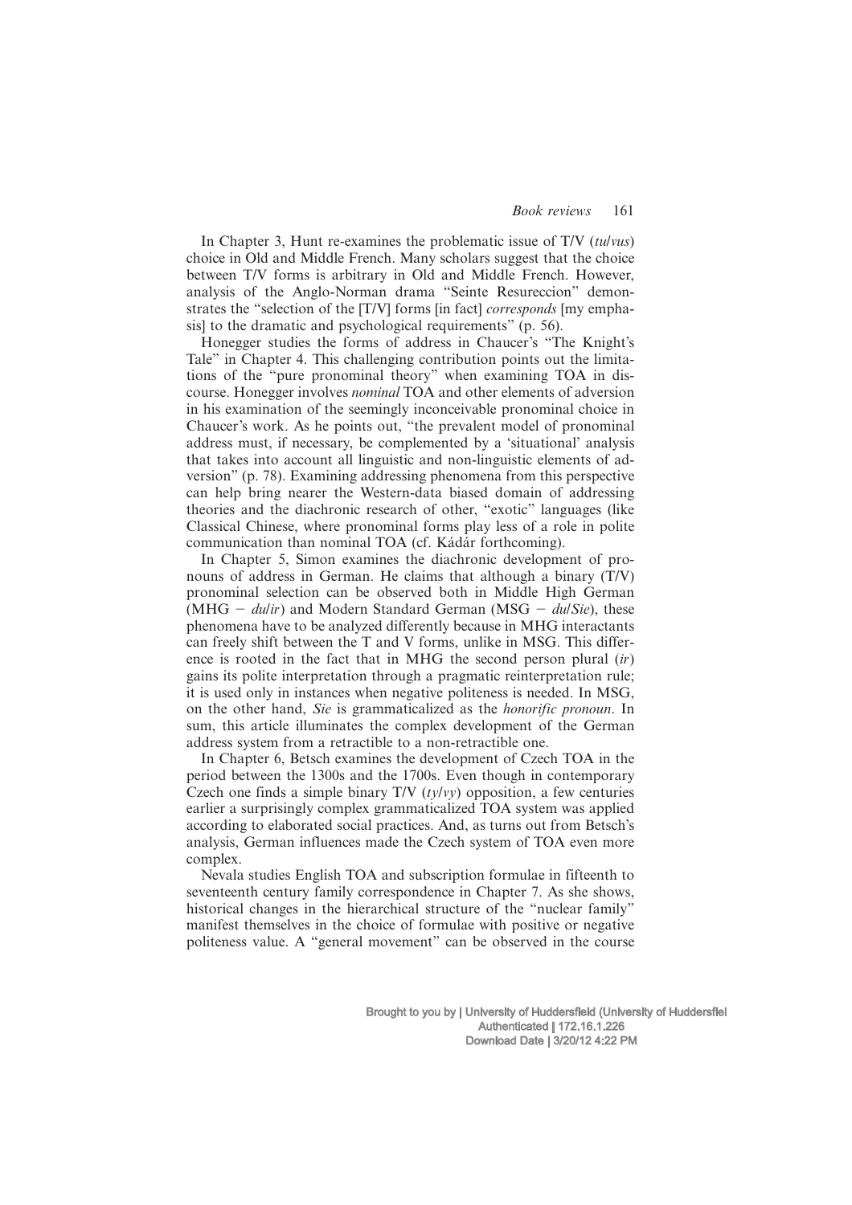In Chapter 3, Hunt re-examines the problematic issue of T/V (*tu*/*vus*) choice in Old and Middle French. Many scholars suggest that the choice between T/V forms is arbitrary in Old and Middle French. However, analysis of the Anglo-Norman drama "Seinte Resureccion" demonstrates the "selection of the [T/V] forms [in fact] *corresponds* [my emphasis] to the dramatic and psychological requirements" (p. 56).

Honegger studies the forms of address in Chaucer's "The Knight's Tale" in Chapter 4. This challenging contribution points out the limitations of the "pure pronominal theory" when examining TOA in discourse. Honegger involves *nominal* TOA and other elements of adversion in his examination of the seemingly inconceivable pronominal choice in Chaucer's work. As he points out, "the prevalent model of pronominal address must, if necessary, be complemented by a 'situational' analysis that takes into account all linguistic and non-linguistic elements of adversion" (p. 78). Examining addressing phenomena from this perspective can help bring nearer the Western-data biased domain of addressing theories and the diachronic research of other, "exotic" languages (like Classical Chinese, where pronominal forms play less of a role in polite communication than nominal TOA (cf. Kádár forthcoming).

In Chapter 5, Simon examines the diachronic development of pronouns of address in German. He claims that although a binary (T/V) pronominal selection can be observed both in Middle High German (MHG − *du*/*ir*) and Modern Standard German (MSG − *du*/*Sie*), these phenomena have to be analyzed differently because in MHG interactants can freely shift between the T and V forms, unlike in MSG. This difference is rooted in the fact that in MHG the second person plural (*ir*) gains its polite interpretation through a pragmatic reinterpretation rule; it is used only in instances when negative politeness is needed. In MSG, on the other hand, *Sie* is grammaticalized as the *honorific pronoun*. In sum, this article illuminates the complex development of the German address system from a retractible to a non-retractible one.

In Chapter 6, Betsch examines the development of Czech TOA in the period between the 1300s and the 1700s. Even though in contemporary Czech one finds a simple binary T/V (*ty*/*vy*) opposition, a few centuries earlier a surprisingly complex grammaticalized TOA system was applied according to elaborated social practices. And, as turns out from Betsch's analysis, German influences made the Czech system of TOA even more complex.

Nevala studies English TOA and subscription formulae in fifteenth to seventeenth century family correspondence in Chapter 7. As she shows, historical changes in the hierarchical structure of the "nuclear family" manifest themselves in the choice of formulae with positive or negative politeness value. A "general movement" can be observed in the course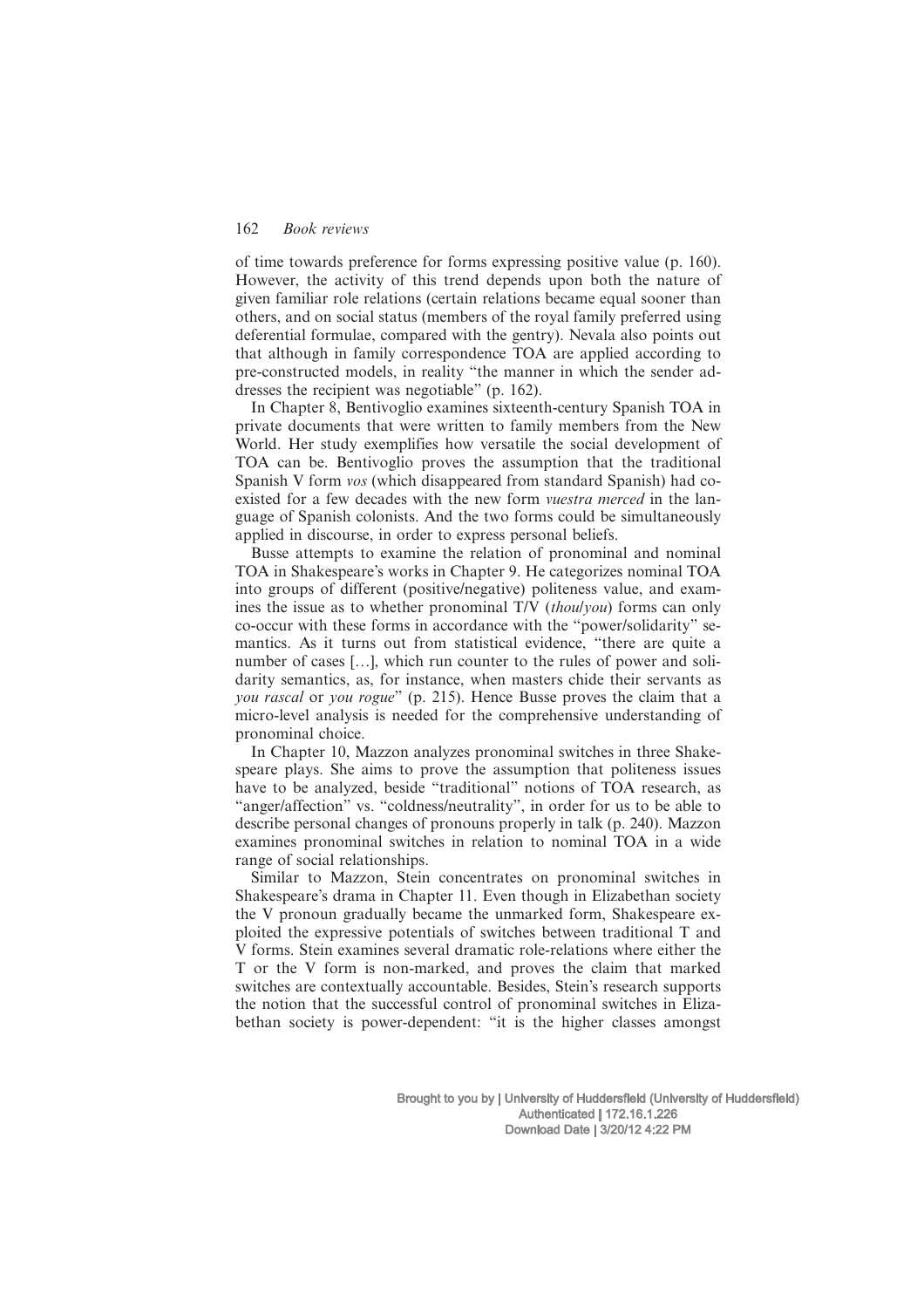of time towards preference for forms expressing positive value (p. 160). However, the activity of this trend depends upon both the nature of given familiar role relations (certain relations became equal sooner than others, and on social status (members of the royal family preferred using deferential formulae, compared with the gentry). Nevala also points out that although in family correspondence TOA are applied according to pre-constructed models, in reality "the manner in which the sender addresses the recipient was negotiable" (p. 162).

In Chapter 8, Bentivoglio examines sixteenth-century Spanish TOA in private documents that were written to family members from the New World. Her study exemplifies how versatile the social development of TOA can be. Bentivoglio proves the assumption that the traditional Spanish V form *vos* (which disappeared from standard Spanish) had co-existed for a few decades with the new form *vuestra merced* in the language of Spanish colonists. And the two forms could be simultaneously applied in discourse, in order to express personal beliefs.

Busse attempts to examine the relation of pronominal and nominal TOA in Shakespeare's works in Chapter 9. He categorizes nominal TOA into groups of different (positive/negative) politeness value, and examines the issue as to whether pronominal T/V (*thou*/*you*) forms can only co-occur with these forms in accordance with the "power/solidarity" semantics. As it turns out from statistical evidence, "there are quite a number of cases […], which run counter to the rules of power and solidarity semantics, as, for instance, when masters chide their servants as *you rascal* or *you rogue*" (p. 215). Hence Busse proves the claim that a micro-level analysis is needed for the comprehensive understanding of pronominal choice.

In Chapter 10, Mazzon analyzes pronominal switches in three Shakespeare plays. She aims to prove the assumption that politeness issues have to be analyzed, beside "traditional" notions of TOA research, as "anger/affection" vs. "coldness/neutrality", in order for us to be able to describe personal changes of pronouns properly in talk (p. 240). Mazzon examines pronominal switches in relation to nominal TOA in a wide range of social relationships.

Similar to Mazzon, Stein concentrates on pronominal switches in Shakespeare's drama in Chapter 11. Even though in Elizabethan society the V pronoun gradually became the unmarked form, Shakespeare exploited the expressive potentials of switches between traditional T and V forms. Stein examines several dramatic role-relations where either the T or the V form is non-marked, and proves the claim that marked switches are contextually accountable. Besides, Stein's research supports the notion that the successful control of pronominal switches in Elizabethan society is power-dependent: "it is the higher classes amongst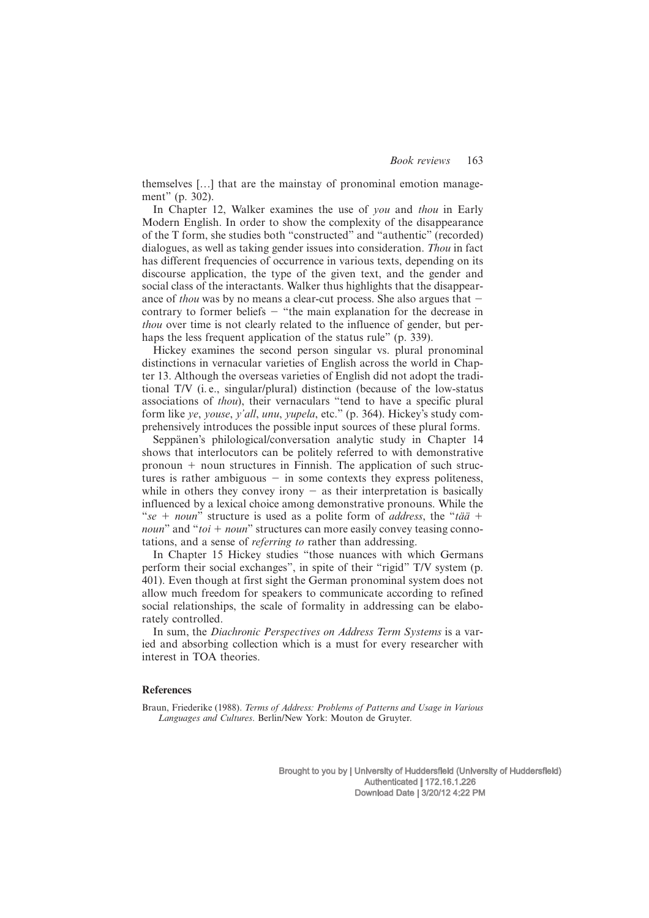themselves […] that are the mainstay of pronominal emotion management" (p. 302).

In Chapter 12, Walker examines the use of *you* and *thou* in Early Modern English. In order to show the complexity of the disappearance of the T form, she studies both "constructed" and "authentic" (recorded) dialogues, as well as taking gender issues into consideration. *Thou* in fact has different frequencies of occurrence in various texts, depending on its discourse application, the type of the given text, and the gender and social class of the interactants. Walker thus highlights that the disappearance of *thou* was by no means a clear-cut process. She also argues that − contrary to former beliefs − "the main explanation for the decrease in *thou* over time is not clearly related to the influence of gender, but perhaps the less frequent application of the status rule" (p. 339).

Hickey examines the second person singular vs. plural pronominal distinctions in vernacular varieties of English across the world in Chapter 13. Although the overseas varieties of English did not adopt the traditional T/V (i. e., singular/plural) distinction (because of the low-status associations of *thou*), their vernaculars "tend to have a specific plural form like *ye*, *youse*, *y'all*, *unu*, *yupela*, etc." (p. 364). Hickey's study comprehensively introduces the possible input sources of these plural forms.

Seppänen's philological/conversation analytic study in Chapter 14 shows that interlocutors can be politely referred to with demonstrative pronoun + noun structures in Finnish. The application of such structures is rather ambiguous − in some contexts they express politeness, while in others they convey irony − as their interpretation is basically influenced by a lexical choice among demonstrative pronouns. While the "*se* + *noun*" structure is used as a polite form of *address*, the "*tää* + *noun*" and "*toi* + *noun*" structures can more easily convey teasing connotations, and a sense of *referring to* rather than addressing.

In Chapter 15 Hickey studies "those nuances with which Germans perform their social exchanges", in spite of their "rigid" T/V system (p. 401). Even though at first sight the German pronominal system does not allow much freedom for speakers to communicate according to refined social relationships, the scale of formality in addressing can be elaborately controlled.

In sum, the *Diachronic Perspectives on Address Term Systems* is a varied and absorbing collection which is a must for every researcher with interest in TOA theories.

## References

Braun, Friederike (1988). *Terms of Address: Problems of Patterns and Usage in Various Languages and Cultures*. Berlin/New York: Mouton de Gruyter.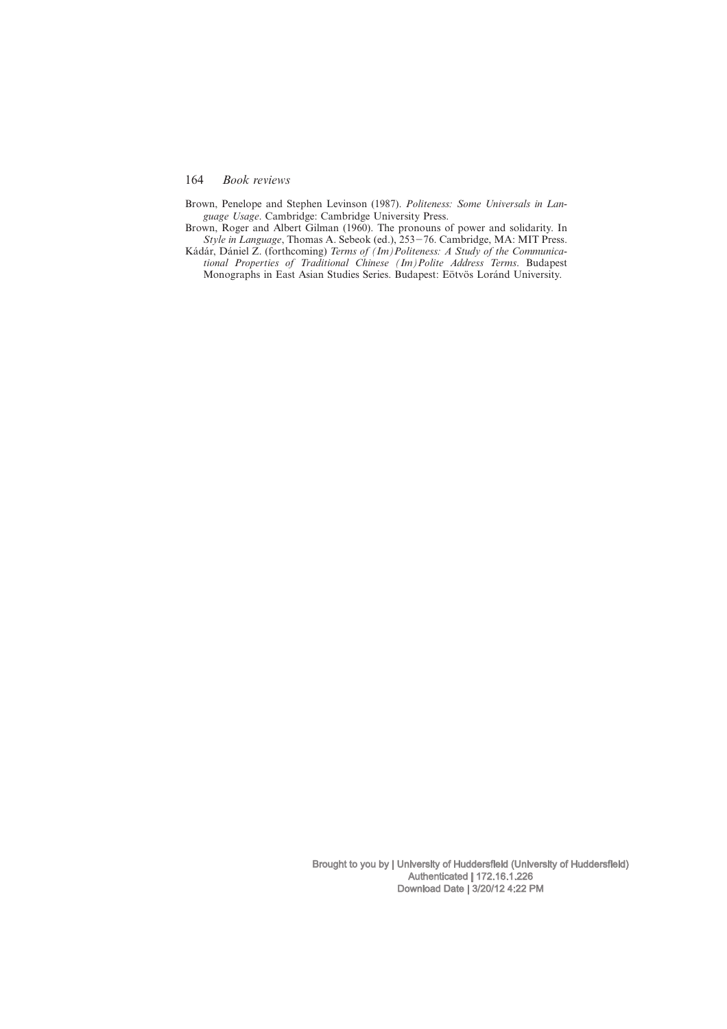Brown, Penelope and Stephen Levinson (1987). *Politeness: Some Universals in Language Usage*. Cambridge: Cambridge University Press.

Brown, Roger and Albert Gilman (1960). The pronouns of power and solidarity. In *Style in Language*, Thomas A. Sebeok (ed.), 253–76. Cambridge, MA: MIT Press.

Kádár, Dániel Z. (forthcoming) *Terms of (Im)Politeness: A Study of the Communicational Properties of Traditional Chinese (Im)Polite Address Terms*. Budapest Monographs in East Asian Studies Series. Budapest: Eötvös Loránd University.